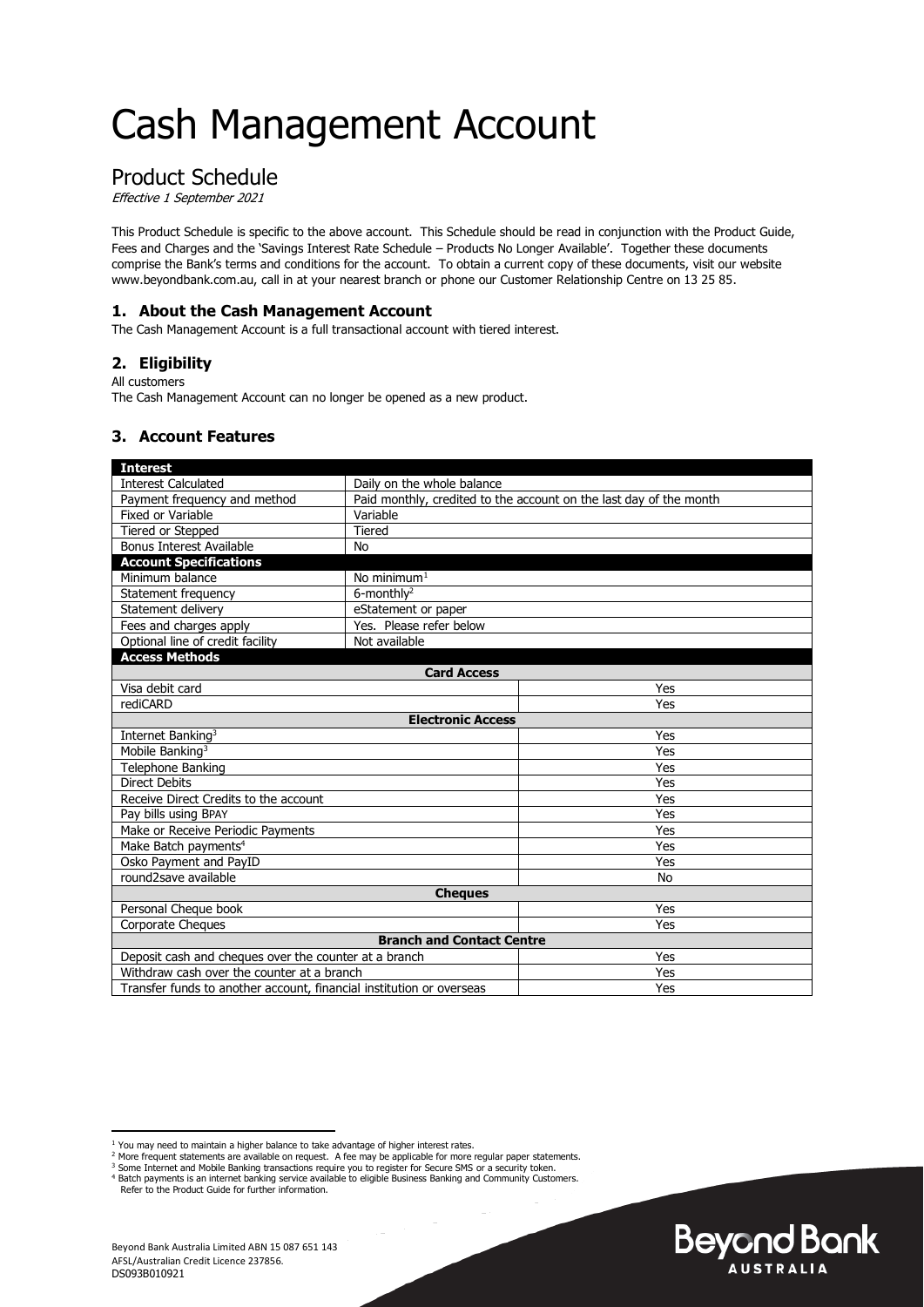# Cash Management Account

## Product Schedule

*Effective 1 September 2021*

This Product Schedule is specific to the above account. This Schedule should be read in conjunction with the Product Guide, Fees and Charges and the 'Savings Interest Rate Schedule – Products No Longer Available'. Together these documents comprise the Bank's terms and conditions for the account. To obtain a current copy of these documents, visit our website www.beyondbank.com.au, call in at your nearest branch or phone our Customer Relationship Centre on 13 25 85.

### 1. About the Cash Management Account

The Cash Management Account is a full transactional account with tiered interest.

### 2. Eligibility

All customers

The Cash Management Account can no longer be opened as a new product.

### 3. Account Features

| **Interest** | |
|---|---|
| Interest Calculated | Daily on the whole balance |
| Payment frequency and method | Paid monthly, credited to the account on the last day of the month |
| Fixed or Variable | Variable |
| Tiered or Stepped | Tiered |
| Bonus Interest Available | No |
| **Account Specifications** | |
| Minimum balance | No minimum[1] |
| Statement frequency | 6-monthly[2] |
| Statement delivery | eStatement or paper |
| Fees and charges apply | Yes. Please refer below |
| Optional line of credit facility | Not available |

| **Access Methods** | |
|---|---|
| **Card Access** | |
| Visa debit card | Yes |
| rediCARD | Yes |
| **Electronic Access** | |
| Internet Banking[3] | Yes |
| Mobile Banking[3] | Yes |
| Telephone Banking | Yes |
| Direct Debits | Yes |
| Receive Direct Credits to the account | Yes |
| Pay bills using BPAY | Yes |
| Make or Receive Periodic Payments | Yes |
| Make Batch payments[4] | Yes |
| Osko Payment and PayID | Yes |
| round2save available | No |
| **Cheques** | |
| Personal Cheque book | Yes |
| Corporate Cheques | Yes |
| **Branch and Contact Centre** | |
| Deposit cash and cheques over the counter at a branch | Yes |
| Withdraw cash over the counter at a branch | Yes |
| Transfer funds to another account, financial institution or overseas | Yes |

[1] You may need to maintain a higher balance to take advantage of higher interest rates.
[2] More frequent statements are available on request. A fee may be applicable for more regular paper statements.
[3] Some Internet and Mobile Banking transactions require you to register for Secure SMS or a security token.
[4] Batch payments is an internet banking service available to eligible Business Banking and Community Customers. Refer to the Product Guide for further information.

Beyond Bank Australia Limited ABN 15 087 651 143
AFSL/Australian Credit Licence 237856.
DS093B010921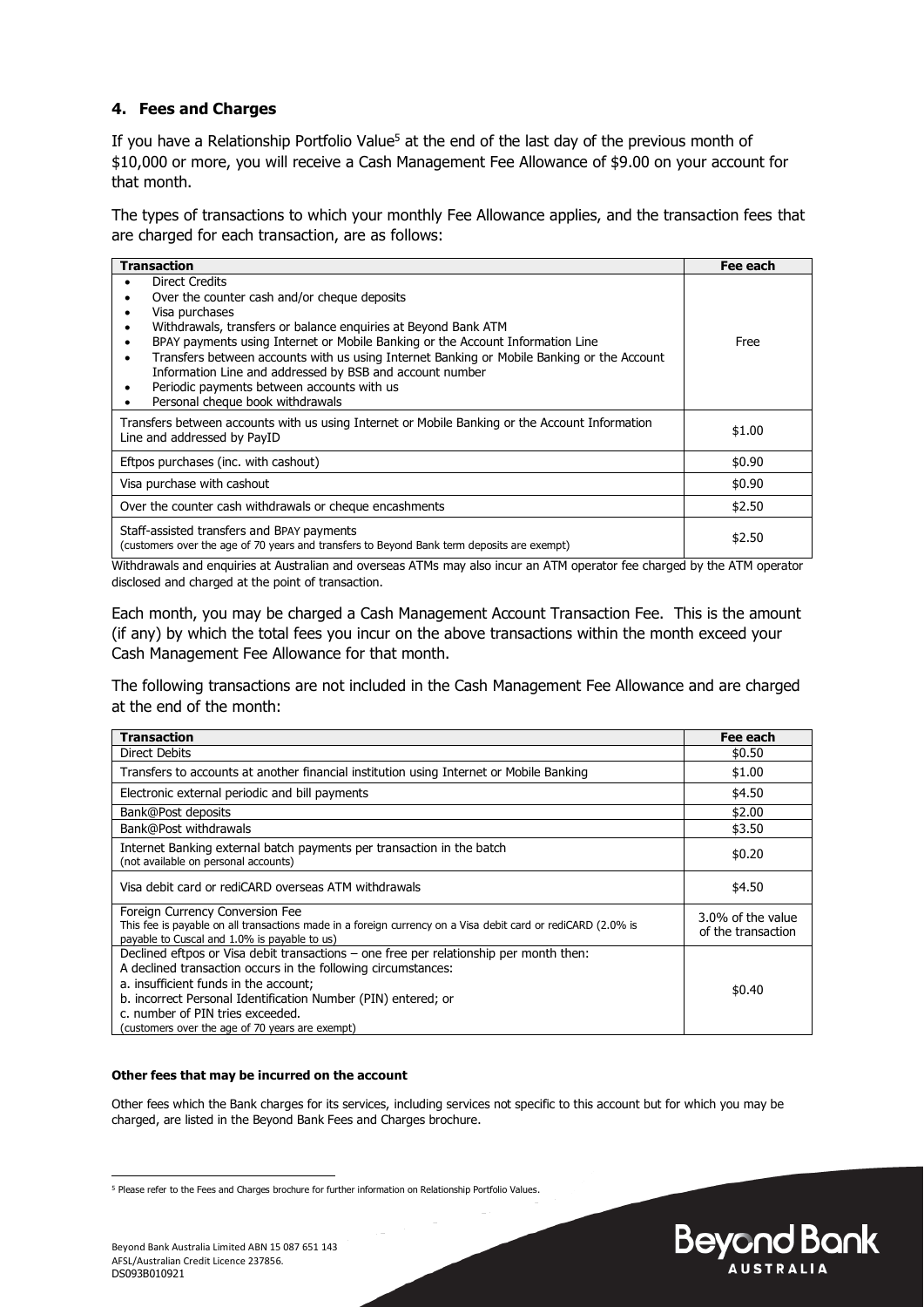## 4. Fees and Charges

If you have a Relationship Portfolio Value[5] at the end of the last day of the previous month of $10,000 or more, you will receive a Cash Management Fee Allowance of $9.00 on your account for that month.

The types of transactions to which your monthly Fee Allowance applies, and the transaction fees that are charged for each transaction, are as follows:

| Transaction | Fee each |
|---|---|
| • Direct Credits<br>• Over the counter cash and/or cheque deposits<br>• Visa purchases<br>• Withdrawals, transfers or balance enquiries at Beyond Bank ATM<br>• BPAY payments using Internet or Mobile Banking or the Account Information Line<br>• Transfers between accounts with us using Internet Banking or Mobile Banking or the Account Information Line and addressed by BSB and account number<br>• Periodic payments between accounts with us<br>• Personal cheque book withdrawals | Free |
| Transfers between accounts with us using Internet or Mobile Banking or the Account Information Line and addressed by PayID | $1.00 |
| Eftpos purchases (inc. with cashout) | $0.90 |
| Visa purchase with cashout | $0.90 |
| Over the counter cash withdrawals or cheque encashments | $2.50 |
| Staff-assisted transfers and BPAY payments<br>(customers over the age of 70 years and transfers to Beyond Bank term deposits are exempt) | $2.50 |

Withdrawals and enquiries at Australian and overseas ATMs may also incur an ATM operator fee charged by the ATM operator disclosed and charged at the point of transaction.

Each month, you may be charged a Cash Management Account Transaction Fee. This is the amount (if any) by which the total fees you incur on the above transactions within the month exceed your Cash Management Fee Allowance for that month.

The following transactions are not included in the Cash Management Fee Allowance and are charged at the end of the month:

| Transaction | Fee each |
|---|---|
| Direct Debits | $0.50 |
| Transfers to accounts at another financial institution using Internet or Mobile Banking | $1.00 |
| Electronic external periodic and bill payments | $4.50 |
| Bank@Post deposits | $2.00 |
| Bank@Post withdrawals | $3.50 |
| Internet Banking external batch payments per transaction in the batch<br>(not available on personal accounts) | $0.20 |
| Visa debit card or rediCARD overseas ATM withdrawals | $4.50 |
| Foreign Currency Conversion Fee<br>This fee is payable on all transactions made in a foreign currency on a Visa debit card or rediCARD (2.0% is payable to Cuscal and 1.0% is payable to us) | 3.0% of the value of the transaction |
| Declined eftpos or Visa debit transactions – one free per relationship per month then:<br>A declined transaction occurs in the following circumstances:<br>a. insufficient funds in the account;<br>b. incorrect Personal Identification Number (PIN) entered; or<br>c. number of PIN tries exceeded.<br>(customers over the age of 70 years are exempt) | $0.40 |

**Other fees that may be incurred on the account**

Other fees which the Bank charges for its services, including services not specific to this account but for which you may be charged, are listed in the Beyond Bank Fees and Charges brochure.

[5] Please refer to the Fees and Charges brochure for further information on Relationship Portfolio Values.

Beyond Bank Australia Limited ABN 15 087 651 143
AFSL/Australian Credit Licence 237856.
DS093B010921